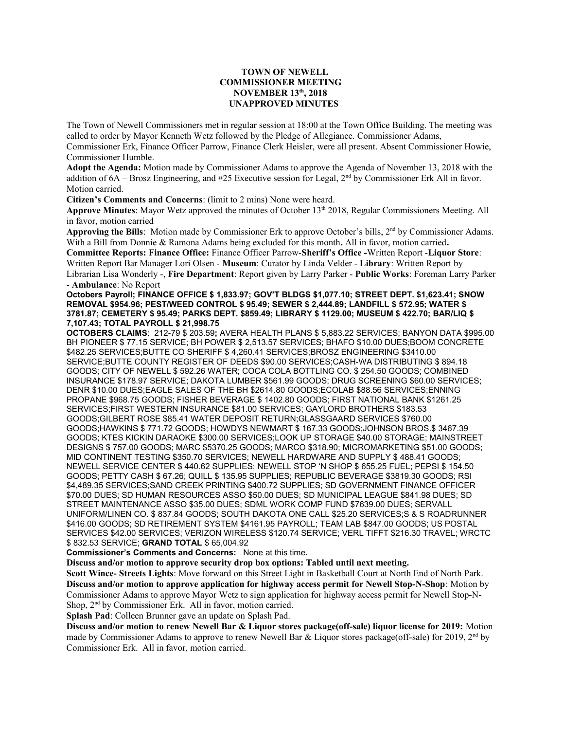**TOWN OF NEWELL**
**COMMISSIONER MEETING**
**NOVEMBER 13th, 2018**
**UNAPPROVED MINUTES**

The Town of Newell Commissioners met in regular session at 18:00 at the Town Office Building. The meeting was called to order by Mayor Kenneth Wetz followed by the Pledge of Allegiance. Commissioner Adams, Commissioner Erk, Finance Officer Parrow, Finance Clerk Heisler, were all present. Absent Commissioner Howie, Commissioner Humble.

**Adopt the Agenda:** Motion made by Commissioner Adams to approve the Agenda of November 13, 2018 with the addition of 6A – Brosz Engineering, and #25 Executive session for Legal, 2nd by Commissioner Erk All in favor. Motion carried.

**Citizen's Comments and Concerns**: (limit to 2 mins) None were heard.

**Approve Minutes**: Mayor Wetz approved the minutes of October 13th 2018, Regular Commissioners Meeting. All in favor, motion carried

**Approving the Bills**: Motion made by Commissioner Erk to approve October's bills, 2nd by Commissioner Adams. With a Bill from Donnie & Ramona Adams being excluded for this month**.** All in favor, motion carried**.**

**Committee Reports: Finance Office:** Finance Officer Parrow-**Sheriff's Office -**Written Report -**Liquor Store**: Written Report Bar Manager Lori Olsen - **Museum**: Curator by Linda Velder - **Library**: Written Report by Librarian Lisa Wonderly -, **Fire Department**: Report given by Larry Parker - **Public Works**: Foreman Larry Parker - **Ambulance**: No Report

**Octobers Payroll; FINANCE OFFICE $ 1,833.97; GOV'T BLDGS $1,077.10; STREET DEPT. $1,623.41; SNOW REMOVAL $954.96; PEST/WEED CONTROL $ 95.49; SEWER $ 2,444.89; LANDFILL $ 572.95; WATER $ 3781.87; CEMETERY $ 95.49; PARKS DEPT. $859.49; LIBRARY $ 1129.00; MUSEUM $ 422.70; BAR/LIQ $ 7,107.43; TOTAL PAYROLL $ 21,998.75**

**OCTOBERS CLAIMS**: 212-79 $ 203.59**;** AVERA HEALTH PLANS $ 5,883.22 SERVICES; BANYON DATA $995.00 BH PIONEER $ 77.15 SERVICE; BH POWER $ 2,513.57 SERVICES; BHAFO $10.00 DUES;BOOM CONCRETE $482.25 SERVICES;BUTTE CO SHERIFF $ 4,260.41 SERVICES;BROSZ ENGINEERING $3410.00 SERVICE;BUTTE COUNTY REGISTER OF DEEDS $90.00 SERVICES;CASH-WA DISTRIBUTING $ 894.18 GOODS; CITY OF NEWELL $ 592.26 WATER; COCA COLA BOTTLING CO. $ 254.50 GOODS; COMBINED INSURANCE $178.97 SERVICE; DAKOTA LUMBER $561.99 GOODS; DRUG SCREENING $60.00 SERVICES; DENR $10.00 DUES;EAGLE SALES OF THE BH $2614.80 GOODS;ECOLAB $88.56 SERVICES;ENNING PROPANE $968.75 GOODS; FISHER BEVERAGE $ 1402.80 GOODS; FIRST NATIONAL BANK $1261.25 SERVICES;FIRST WESTERN INSURANCE $81.00 SERVICES; GAYLORD BROTHERS $183.53 GOODS;GILBERT ROSE $85.41 WATER DEPOSIT RETURN;GLASSGAARD SERVICES $760.00 GOODS;HAWKINS $ 771.72 GOODS; HOWDYS NEWMART $ 167.33 GOODS;JOHNSON BROS.$ 3467.39 GOODS; KTES KICKIN DARAOKE $300.00 SERVICES;LOOK UP STORAGE $40.00 STORAGE; MAINSTREET DESIGNS $ 757.00 GOODS; MARC $5370.25 GOODS; MARCO $318.90; MICROMARKETING $51.00 GOODS; MID CONTINENT TESTING $350.70 SERVICES; NEWELL HARDWARE AND SUPPLY $ 488.41 GOODS; NEWELL SERVICE CENTER $ 440.62 SUPPLIES; NEWELL STOP 'N SHOP $ 655.25 FUEL; PEPSI $ 154.50 GOODS; PETTY CASH $ 67.26; QUILL $ 135.95 SUPPLIES; REPUBLIC BEVERAGE $3819.30 GOODS; RSI $4,489.35 SERVICES;SAND CREEK PRINTING $400.72 SUPPLIES; SD GOVERNMENT FINANCE OFFICER $70.00 DUES; SD HUMAN RESOURCES ASSO $50.00 DUES; SD MUNICIPAL LEAGUE $841.98 DUES; SD STREET MAINTENANCE ASSO $35.00 DUES; SDML WORK COMP FUND $7639.00 DUES; SERVALL UNIFORM/LINEN CO. $ 837.84 GOODS; SOUTH DAKOTA ONE CALL $25.20 SERVICES;S & S ROADRUNNER $416.00 GOODS; SD RETIREMENT SYSTEM $4161.95 PAYROLL; TEAM LAB $847.00 GOODS; US POSTAL SERVICES $42.00 SERVICES; VERIZON WIRELESS $120.74 SERVICE; VERL TIFFT $216.30 TRAVEL; WRCTC $ 832.53 SERVICE; **GRAND TOTAL** $ 65,004.92

**Commissioner's Comments and Concerns:** None at this time**.**

**Discuss and/or motion to approve security drop box options: Tabled until next meeting.**

**Scott Wince- Streets Lights**: Move forward on this Street Light in Basketball Court at North End of North Park.

**Discuss and/or motion to approve application for highway access permit for Newell Stop-N-Shop**: Motion by Commissioner Adams to approve Mayor Wetz to sign application for highway access permit for Newell Stop-N-Shop, 2nd by Commissioner Erk. All in favor, motion carried.

**Splash Pad**: Colleen Brunner gave an update on Splash Pad.

**Discuss and/or motion to renew Newell Bar & Liquor stores package(off-sale) liquor license for 2019:** Motion made by Commissioner Adams to approve to renew Newell Bar & Liquor stores package(off-sale) for 2019, 2nd by Commissioner Erk. All in favor, motion carried.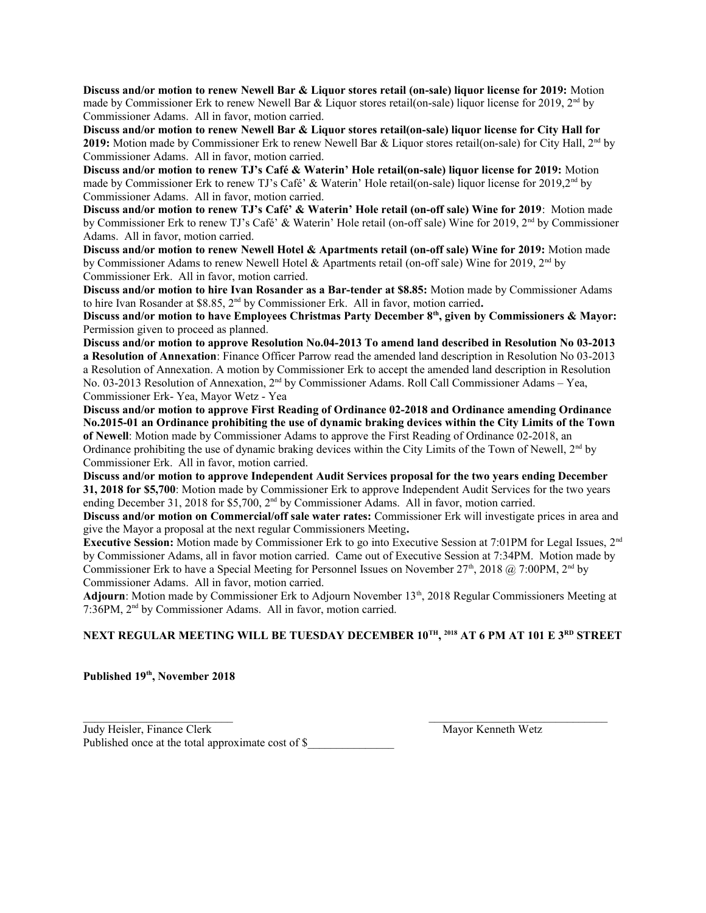**Discuss and/or motion to renew Newell Bar & Liquor stores retail (on-sale) liquor license for 2019:** Motion made by Commissioner Erk to renew Newell Bar & Liquor stores retail(on-sale) liquor license for 2019, 2nd by Commissioner Adams. All in favor, motion carried.

**Discuss and/or motion to renew Newell Bar & Liquor stores retail(on-sale) liquor license for City Hall for 2019:** Motion made by Commissioner Erk to renew Newell Bar & Liquor stores retail(on-sale) for City Hall, 2nd by Commissioner Adams. All in favor, motion carried.

**Discuss and/or motion to renew TJ's Café & Waterin' Hole retail(on-sale) liquor license for 2019:** Motion made by Commissioner Erk to renew TJ's Café' & Waterin' Hole retail(on-sale) liquor license for 2019,2nd by Commissioner Adams. All in favor, motion carried.

**Discuss and/or motion to renew TJ's Café' & Waterin' Hole retail (on-off sale) Wine for 2019**: Motion made by Commissioner Erk to renew TJ's Café' & Waterin' Hole retail (on-off sale) Wine for 2019, 2nd by Commissioner Adams. All in favor, motion carried.

**Discuss and/or motion to renew Newell Hotel & Apartments retail (on-off sale) Wine for 2019:** Motion made by Commissioner Adams to renew Newell Hotel & Apartments retail (on-off sale) Wine for 2019, 2nd by Commissioner Erk. All in favor, motion carried.

**Discuss and/or motion to hire Ivan Rosander as a Bar-tender at $8.85:** Motion made by Commissioner Adams to hire Ivan Rosander at $8.85, 2nd by Commissioner Erk. All in favor, motion carried**.**

**Discuss and/or motion to have Employees Christmas Party December 8th, given by Commissioners & Mayor:** Permission given to proceed as planned.

**Discuss and/or motion to approve Resolution No.04-2013 To amend land described in Resolution No 03-2013 a Resolution of Annexation**: Finance Officer Parrow read the amended land description in Resolution No 03-2013 a Resolution of Annexation. A motion by Commissioner Erk to accept the amended land description in Resolution No. 03-2013 Resolution of Annexation, 2nd by Commissioner Adams. Roll Call Commissioner Adams – Yea, Commissioner Erk- Yea, Mayor Wetz - Yea

**Discuss and/or motion to approve First Reading of Ordinance 02-2018 and Ordinance amending Ordinance No.2015-01 an Ordinance prohibiting the use of dynamic braking devices within the City Limits of the Town of Newell**: Motion made by Commissioner Adams to approve the First Reading of Ordinance 02-2018, an Ordinance prohibiting the use of dynamic braking devices within the City Limits of the Town of Newell, 2nd by Commissioner Erk. All in favor, motion carried.

**Discuss and/or motion to approve Independent Audit Services proposal for the two years ending December 31, 2018 for $5,700**: Motion made by Commissioner Erk to approve Independent Audit Services for the two years ending December 31, 2018 for $5,700, 2nd by Commissioner Adams. All in favor, motion carried.

**Discuss and/or motion on Commercial/off sale water rates:** Commissioner Erk will investigate prices in area and give the Mayor a proposal at the next regular Commissioners Meeting**.**

**Executive Session:** Motion made by Commissioner Erk to go into Executive Session at 7:01PM for Legal Issues, 2nd by Commissioner Adams, all in favor motion carried. Came out of Executive Session at 7:34PM. Motion made by Commissioner Erk to have a Special Meeting for Personnel Issues on November 27th, 2018 @ 7:00PM, 2nd by Commissioner Adams. All in favor, motion carried.

**Adjourn**: Motion made by Commissioner Erk to Adjourn November 13th, 2018 Regular Commissioners Meeting at 7:36PM, 2nd by Commissioner Adams. All in favor, motion carried.

**NEXT REGULAR MEETING WILL BE TUESDAY DECEMBER 10TH, 2018 AT 6 PM AT 101 E 3RD STREET**

**Published 19th, November 2018**

_________________________ _______________________________

Judy Heisler, Finance Clerk Mayor Kenneth Wetz

Published once at the total approximate cost of $_______________